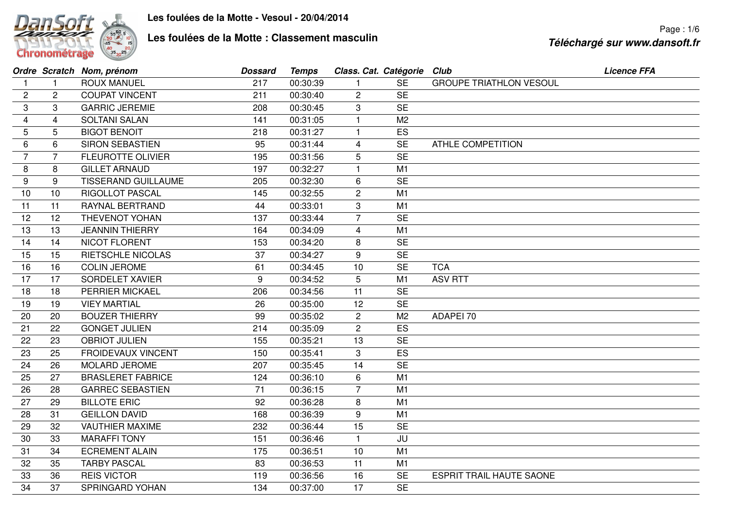# Les foulées de la Motte - Vesoul - 20/04/2014

## Les foulées de la Motte : Classement masculin

*Téléchargé sur www.dansoft.fr*

| Ordre | Scratch | Nom, prénom | Dossard | Temps | Class. Cat. | Catégorie | Club | Licence FFA |
|---|---|---|---|---|---|---|---|---|
| 1 | 1 | ROUX MANUEL | 217 | 00:30:39 | 1 | SE | GROUPE TRIATHLON VESOUL | |
| 2 | 2 | COUPAT VINCENT | 211 | 00:30:40 | 2 | SE | | |
| 3 | 3 | GARRIC JEREMIE | 208 | 00:30:45 | 3 | SE | | |
| 4 | 4 | SOLTANI SALAN | 141 | 00:31:05 | 1 | M2 | | |
| 5 | 5 | BIGOT BENOIT | 218 | 00:31:27 | 1 | ES | | |
| 6 | 6 | SIRON SEBASTIEN | 95 | 00:31:44 | 4 | SE | ATHLE COMPETITION | |
| 7 | 7 | FLEUROTTE OLIVIER | 195 | 00:31:56 | 5 | SE | | |
| 8 | 8 | GILLET ARNAUD | 197 | 00:32:27 | 1 | M1 | | |
| 9 | 9 | TISSERAND GUILLAUME | 205 | 00:32:30 | 6 | SE | | |
| 10 | 10 | RIGOLLOT PASCAL | 145 | 00:32:55 | 2 | M1 | | |
| 11 | 11 | RAYNAL BERTRAND | 44 | 00:33:01 | 3 | M1 | | |
| 12 | 12 | THEVENOT YOHAN | 137 | 00:33:44 | 7 | SE | | |
| 13 | 13 | JEANNIN THIERRY | 164 | 00:34:09 | 4 | M1 | | |
| 14 | 14 | NICOT FLORENT | 153 | 00:34:20 | 8 | SE | | |
| 15 | 15 | RIETSCHLE NICOLAS | 37 | 00:34:27 | 9 | SE | | |
| 16 | 16 | COLIN JEROME | 61 | 00:34:45 | 10 | SE | TCA | |
| 17 | 17 | SORDELET XAVIER | 9 | 00:34:52 | 5 | M1 | ASV RTT | |
| 18 | 18 | PERRIER MICKAEL | 206 | 00:34:56 | 11 | SE | | |
| 19 | 19 | VIEY MARTIAL | 26 | 00:35:00 | 12 | SE | | |
| 20 | 20 | BOUZER THIERRY | 99 | 00:35:02 | 2 | M2 | ADAPEI 70 | |
| 21 | 22 | GONGET JULIEN | 214 | 00:35:09 | 2 | ES | | |
| 22 | 23 | OBRIOT JULIEN | 155 | 00:35:21 | 13 | SE | | |
| 23 | 25 | FROIDEVAUX VINCENT | 150 | 00:35:41 | 3 | ES | | |
| 24 | 26 | MOLARD JEROME | 207 | 00:35:45 | 14 | SE | | |
| 25 | 27 | BRASLERET FABRICE | 124 | 00:36:10 | 6 | M1 | | |
| 26 | 28 | GARREC SEBASTIEN | 71 | 00:36:15 | 7 | M1 | | |
| 27 | 29 | BILLOTE ERIC | 92 | 00:36:28 | 8 | M1 | | |
| 28 | 31 | GEILLON DAVID | 168 | 00:36:39 | 9 | M1 | | |
| 29 | 32 | VAUTHIER MAXIME | 232 | 00:36:44 | 15 | SE | | |
| 30 | 33 | MARAFFI TONY | 151 | 00:36:46 | 1 | JU | | |
| 31 | 34 | ECREMENT ALAIN | 175 | 00:36:51 | 10 | M1 | | |
| 32 | 35 | TARBY PASCAL | 83 | 00:36:53 | 11 | M1 | | |
| 33 | 36 | REIS VICTOR | 119 | 00:36:56 | 16 | SE | ESPRIT TRAIL HAUTE SAONE | |
| 34 | 37 | SPRINGARD YOHAN | 134 | 00:37:00 | 17 | SE | | |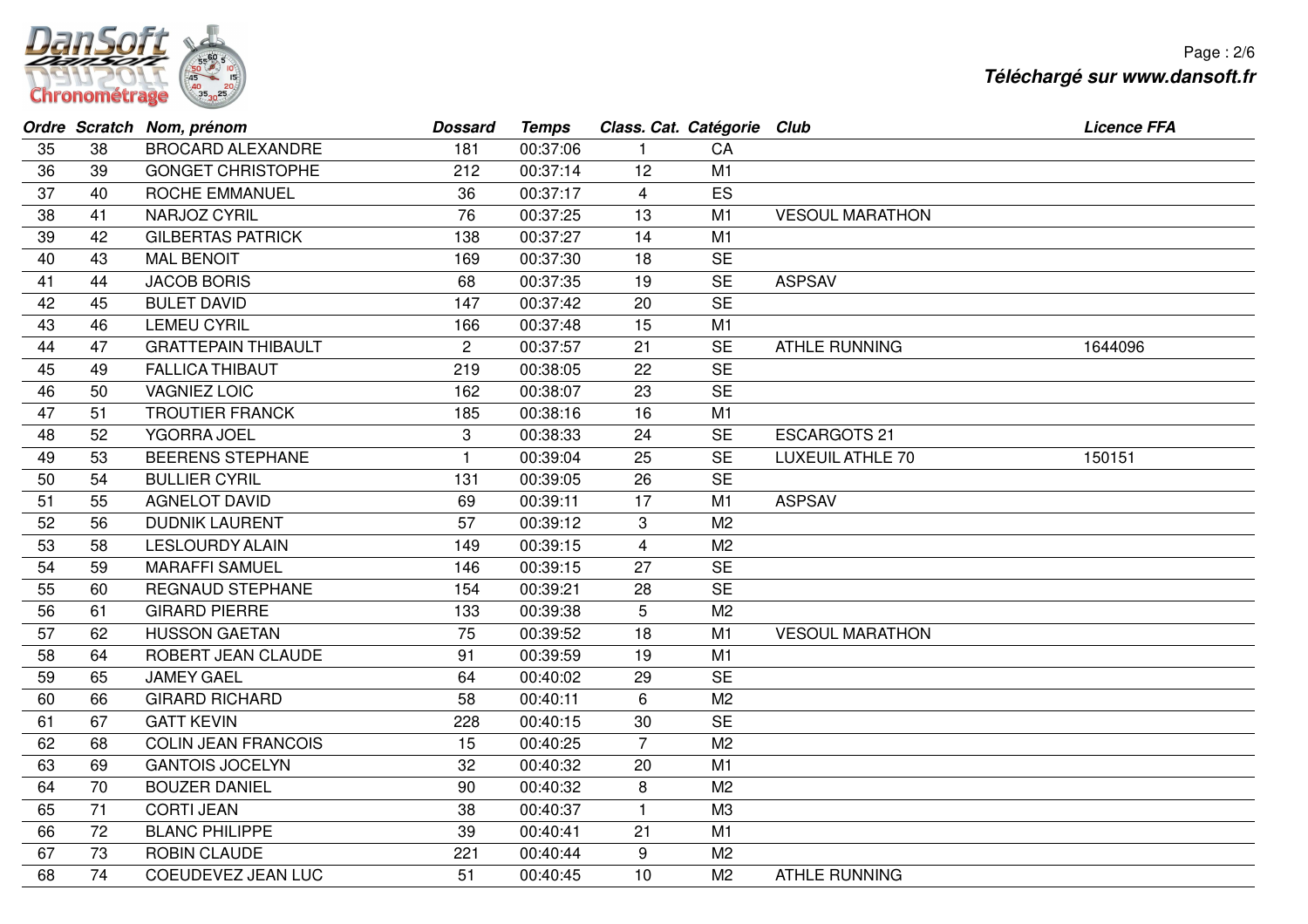| Ordre | Scratch | Nom, prénom | Dossard | Temps | Class. Cat. | Catégorie | Club | Licence FFA |
|---|---|---|---|---|---|---|---|---|
| 35 | 38 | BROCARD ALEXANDRE | 181 | 00:37:06 | 1 | CA | | |
| 36 | 39 | GONGET CHRISTOPHE | 212 | 00:37:14 | 12 | M1 | | |
| 37 | 40 | ROCHE EMMANUEL | 36 | 00:37:17 | 4 | ES | | |
| 38 | 41 | NARJOZ CYRIL | 76 | 00:37:25 | 13 | M1 | VESOUL MARATHON | |
| 39 | 42 | GILBERTAS PATRICK | 138 | 00:37:27 | 14 | M1 | | |
| 40 | 43 | MAL BENOIT | 169 | 00:37:30 | 18 | SE | | |
| 41 | 44 | JACOB BORIS | 68 | 00:37:35 | 19 | SE | ASPSAV | |
| 42 | 45 | BULET DAVID | 147 | 00:37:42 | 20 | SE | | |
| 43 | 46 | LEMEU CYRIL | 166 | 00:37:48 | 15 | M1 | | |
| 44 | 47 | GRATTEPAIN THIBAULT | 2 | 00:37:57 | 21 | SE | ATHLE RUNNING | 1644096 |
| 45 | 49 | FALLICA THIBAUT | 219 | 00:38:05 | 22 | SE | | |
| 46 | 50 | VAGNIEZ LOIC | 162 | 00:38:07 | 23 | SE | | |
| 47 | 51 | TROUTIER FRANCK | 185 | 00:38:16 | 16 | M1 | | |
| 48 | 52 | YGORRA JOEL | 3 | 00:38:33 | 24 | SE | ESCARGOTS 21 | |
| 49 | 53 | BEERENS STEPHANE | 1 | 00:39:04 | 25 | SE | LUXEUIL ATHLE 70 | 150151 |
| 50 | 54 | BULLIER CYRIL | 131 | 00:39:05 | 26 | SE | | |
| 51 | 55 | AGNELOT DAVID | 69 | 00:39:11 | 17 | M1 | ASPSAV | |
| 52 | 56 | DUDNIK LAURENT | 57 | 00:39:12 | 3 | M2 | | |
| 53 | 58 | LESLOURDY ALAIN | 149 | 00:39:15 | 4 | M2 | | |
| 54 | 59 | MARAFFI SAMUEL | 146 | 00:39:15 | 27 | SE | | |
| 55 | 60 | REGNAUD STEPHANE | 154 | 00:39:21 | 28 | SE | | |
| 56 | 61 | GIRARD PIERRE | 133 | 00:39:38 | 5 | M2 | | |
| 57 | 62 | HUSSON GAETAN | 75 | 00:39:52 | 18 | M1 | VESOUL MARATHON | |
| 58 | 64 | ROBERT JEAN CLAUDE | 91 | 00:39:59 | 19 | M1 | | |
| 59 | 65 | JAMEY GAEL | 64 | 00:40:02 | 29 | SE | | |
| 60 | 66 | GIRARD RICHARD | 58 | 00:40:11 | 6 | M2 | | |
| 61 | 67 | GATT KEVIN | 228 | 00:40:15 | 30 | SE | | |
| 62 | 68 | COLIN JEAN FRANCOIS | 15 | 00:40:25 | 7 | M2 | | |
| 63 | 69 | GANTOIS JOCELYN | 32 | 00:40:32 | 20 | M1 | | |
| 64 | 70 | BOUZER DANIEL | 90 | 00:40:32 | 8 | M2 | | |
| 65 | 71 | CORTI JEAN | 38 | 00:40:37 | 1 | M3 | | |
| 66 | 72 | BLANC PHILIPPE | 39 | 00:40:41 | 21 | M1 | | |
| 67 | 73 | ROBIN CLAUDE | 221 | 00:40:44 | 9 | M2 | | |
| 68 | 74 | COEUDEVEZ JEAN LUC | 51 | 00:40:45 | 10 | M2 | ATHLE RUNNING | |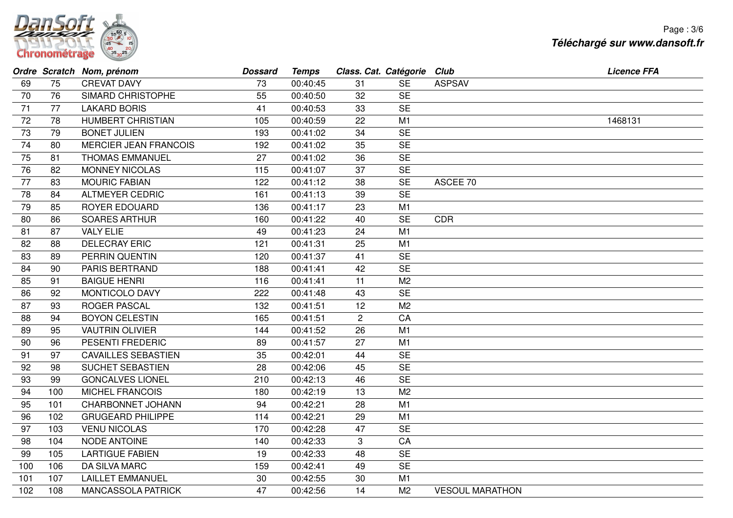Téléchargé sur www.dansoft.fr

| Ordre | Scratch | Nom, prénom | Dossard | Temps | Class. Cat. | Catégorie | Club | Licence FFA |
|---|---|---|---|---|---|---|---|---|
| 69 | 75 | CREVAT DAVY | 73 | 00:40:45 | 31 | SE | ASPSAV | |
| 70 | 76 | SIMARD CHRISTOPHE | 55 | 00:40:50 | 32 | SE | | |
| 71 | 77 | LAKARD BORIS | 41 | 00:40:53 | 33 | SE | | |
| 72 | 78 | HUMBERT CHRISTIAN | 105 | 00:40:59 | 22 | M1 | | 1468131 |
| 73 | 79 | BONET JULIEN | 193 | 00:41:02 | 34 | SE | | |
| 74 | 80 | MERCIER JEAN FRANCOIS | 192 | 00:41:02 | 35 | SE | | |
| 75 | 81 | THOMAS EMMANUEL | 27 | 00:41:02 | 36 | SE | | |
| 76 | 82 | MONNEY NICOLAS | 115 | 00:41:07 | 37 | SE | | |
| 77 | 83 | MOURIC FABIAN | 122 | 00:41:12 | 38 | SE | ASCEE 70 | |
| 78 | 84 | ALTMEYER CEDRIC | 161 | 00:41:13 | 39 | SE | | |
| 79 | 85 | ROYER EDOUARD | 136 | 00:41:17 | 23 | M1 | | |
| 80 | 86 | SOARES ARTHUR | 160 | 00:41:22 | 40 | SE | CDR | |
| 81 | 87 | VALY ELIE | 49 | 00:41:23 | 24 | M1 | | |
| 82 | 88 | DELECRAY ERIC | 121 | 00:41:31 | 25 | M1 | | |
| 83 | 89 | PERRIN QUENTIN | 120 | 00:41:37 | 41 | SE | | |
| 84 | 90 | PARIS BERTRAND | 188 | 00:41:41 | 42 | SE | | |
| 85 | 91 | BAIGUE HENRI | 116 | 00:41:41 | 11 | M2 | | |
| 86 | 92 | MONTICOLO DAVY | 222 | 00:41:48 | 43 | SE | | |
| 87 | 93 | ROGER PASCAL | 132 | 00:41:51 | 12 | M2 | | |
| 88 | 94 | BOYON CELESTIN | 165 | 00:41:51 | 2 | CA | | |
| 89 | 95 | VAUTRIN OLIVIER | 144 | 00:41:52 | 26 | M1 | | |
| 90 | 96 | PESENTI FREDERIC | 89 | 00:41:57 | 27 | M1 | | |
| 91 | 97 | CAVAILLES SEBASTIEN | 35 | 00:42:01 | 44 | SE | | |
| 92 | 98 | SUCHET SEBASTIEN | 28 | 00:42:06 | 45 | SE | | |
| 93 | 99 | GONCALVES LIONEL | 210 | 00:42:13 | 46 | SE | | |
| 94 | 100 | MICHEL FRANCOIS | 180 | 00:42:19 | 13 | M2 | | |
| 95 | 101 | CHARBONNET JOHANN | 94 | 00:42:21 | 28 | M1 | | |
| 96 | 102 | GRUGEARD PHILIPPE | 114 | 00:42:21 | 29 | M1 | | |
| 97 | 103 | VENU NICOLAS | 170 | 00:42:28 | 47 | SE | | |
| 98 | 104 | NODE ANTOINE | 140 | 00:42:33 | 3 | CA | | |
| 99 | 105 | LARTIGUE FABIEN | 19 | 00:42:33 | 48 | SE | | |
| 100 | 106 | DA SILVA MARC | 159 | 00:42:41 | 49 | SE | | |
| 101 | 107 | LAILLET EMMANUEL | 30 | 00:42:55 | 30 | M1 | | |
| 102 | 108 | MANCASSOLA PATRICK | 47 | 00:42:56 | 14 | M2 | VESOUL MARATHON | |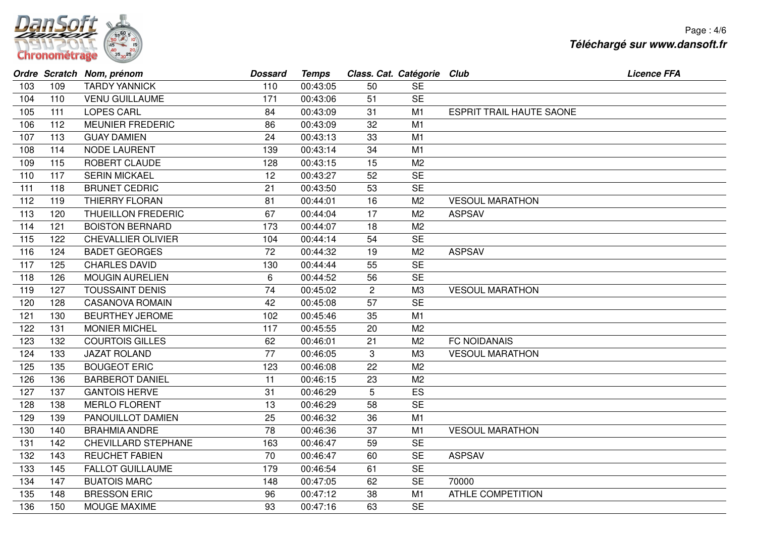| Ordre | Scratch | Nom, prénom | Dossard | Temps | Class. Cat. | Catégorie | Club | Licence FFA |
|---|---|---|---|---|---|---|---|---|
| 103 | 109 | TARDY YANNICK | 110 | 00:43:05 | 50 | SE | | |
| 104 | 110 | VENU GUILLAUME | 171 | 00:43:06 | 51 | SE | | |
| 105 | 111 | LOPES CARL | 84 | 00:43:09 | 31 | M1 | ESPRIT TRAIL HAUTE SAONE | |
| 106 | 112 | MEUNIER FREDERIC | 86 | 00:43:09 | 32 | M1 | | |
| 107 | 113 | GUAY DAMIEN | 24 | 00:43:13 | 33 | M1 | | |
| 108 | 114 | NODE LAURENT | 139 | 00:43:14 | 34 | M1 | | |
| 109 | 115 | ROBERT CLAUDE | 128 | 00:43:15 | 15 | M2 | | |
| 110 | 117 | SERIN MICKAEL | 12 | 00:43:27 | 52 | SE | | |
| 111 | 118 | BRUNET CEDRIC | 21 | 00:43:50 | 53 | SE | | |
| 112 | 119 | THIERRY FLORAN | 81 | 00:44:01 | 16 | M2 | VESOUL MARATHON | |
| 113 | 120 | THUEILLON FREDERIC | 67 | 00:44:04 | 17 | M2 | ASPSAV | |
| 114 | 121 | BOISTON BERNARD | 173 | 00:44:07 | 18 | M2 | | |
| 115 | 122 | CHEVALLIER OLIVIER | 104 | 00:44:14 | 54 | SE | | |
| 116 | 124 | BADET GEORGES | 72 | 00:44:32 | 19 | M2 | ASPSAV | |
| 117 | 125 | CHARLES DAVID | 130 | 00:44:44 | 55 | SE | | |
| 118 | 126 | MOUGIN AURELIEN | 6 | 00:44:52 | 56 | SE | | |
| 119 | 127 | TOUSSAINT DENIS | 74 | 00:45:02 | 2 | M3 | VESOUL MARATHON | |
| 120 | 128 | CASANOVA ROMAIN | 42 | 00:45:08 | 57 | SE | | |
| 121 | 130 | BEURTHEY JEROME | 102 | 00:45:46 | 35 | M1 | | |
| 122 | 131 | MONIER MICHEL | 117 | 00:45:55 | 20 | M2 | | |
| 123 | 132 | COURTOIS GILLES | 62 | 00:46:01 | 21 | M2 | FC NOIDANAIS | |
| 124 | 133 | JAZAT ROLAND | 77 | 00:46:05 | 3 | M3 | VESOUL MARATHON | |
| 125 | 135 | BOUGEOT ERIC | 123 | 00:46:08 | 22 | M2 | | |
| 126 | 136 | BARBEROT DANIEL | 11 | 00:46:15 | 23 | M2 | | |
| 127 | 137 | GANTOIS HERVE | 31 | 00:46:29 | 5 | ES | | |
| 128 | 138 | MERLO FLORENT | 13 | 00:46:29 | 58 | SE | | |
| 129 | 139 | PANOUILLOT DAMIEN | 25 | 00:46:32 | 36 | M1 | | |
| 130 | 140 | BRAHMIA ANDRE | 78 | 00:46:36 | 37 | M1 | VESOUL MARATHON | |
| 131 | 142 | CHEVILLARD STEPHANE | 163 | 00:46:47 | 59 | SE | | |
| 132 | 143 | REUCHET FABIEN | 70 | 00:46:47 | 60 | SE | ASPSAV | |
| 133 | 145 | FALLOT GUILLAUME | 179 | 00:46:54 | 61 | SE | | |
| 134 | 147 | BUATOIS MARC | 148 | 00:47:05 | 62 | SE | 70000 | |
| 135 | 148 | BRESSON ERIC | 96 | 00:47:12 | 38 | M1 | ATHLE COMPETITION | |
| 136 | 150 | MOUGE MAXIME | 93 | 00:47:16 | 63 | SE | | |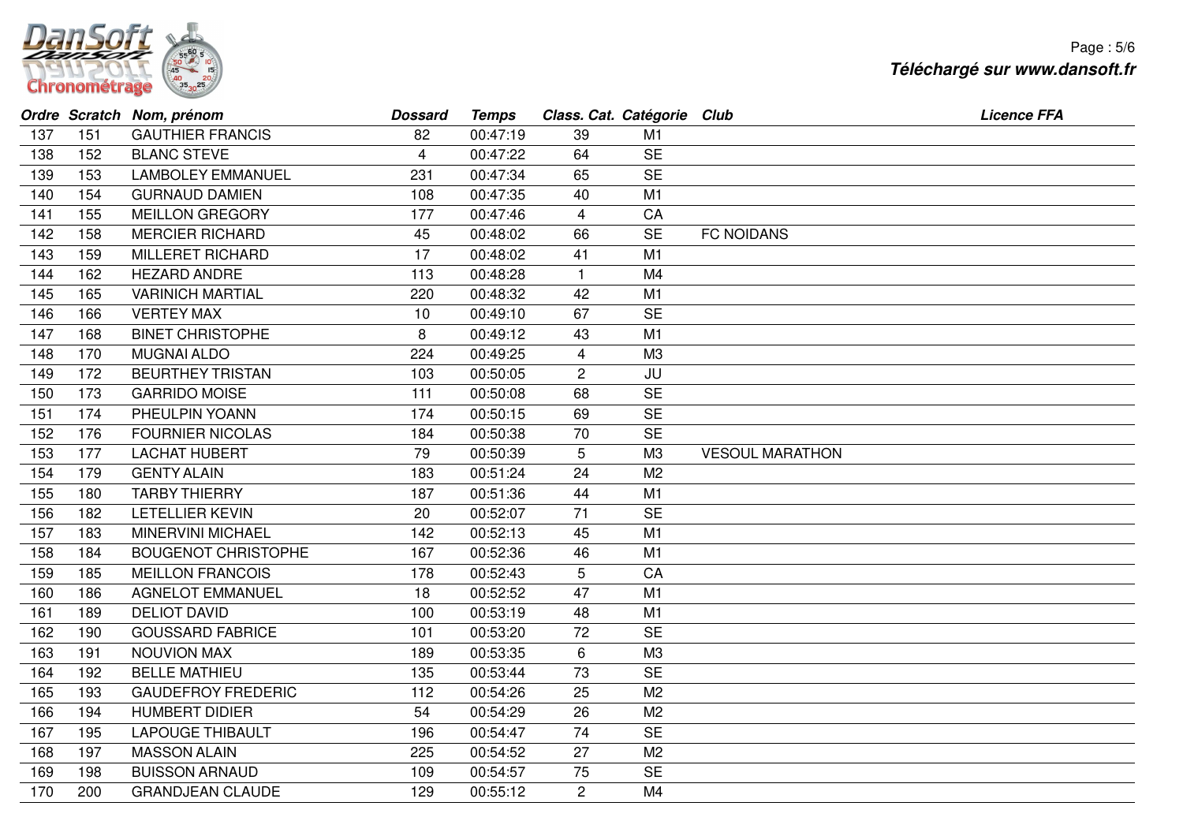| Ordre | Scratch | Nom, prénom | Dossard | Temps | Class. Cat. | Catégorie | Club | Licence FFA |
|---|---|---|---|---|---|---|---|---|
| 137 | 151 | GAUTHIER FRANCIS | 82 | 00:47:19 | 39 | M1 | | |
| 138 | 152 | BLANC STEVE | 4 | 00:47:22 | 64 | SE | | |
| 139 | 153 | LAMBOLEY EMMANUEL | 231 | 00:47:34 | 65 | SE | | |
| 140 | 154 | GURNAUD DAMIEN | 108 | 00:47:35 | 40 | M1 | | |
| 141 | 155 | MEILLON GREGORY | 177 | 00:47:46 | 4 | CA | | |
| 142 | 158 | MERCIER RICHARD | 45 | 00:48:02 | 66 | SE | FC NOIDANS | |
| 143 | 159 | MILLERET RICHARD | 17 | 00:48:02 | 41 | M1 | | |
| 144 | 162 | HEZARD ANDRE | 113 | 00:48:28 | 1 | M4 | | |
| 145 | 165 | VARINICH MARTIAL | 220 | 00:48:32 | 42 | M1 | | |
| 146 | 166 | VERTEY MAX | 10 | 00:49:10 | 67 | SE | | |
| 147 | 168 | BINET CHRISTOPHE | 8 | 00:49:12 | 43 | M1 | | |
| 148 | 170 | MUGNAI ALDO | 224 | 00:49:25 | 4 | M3 | | |
| 149 | 172 | BEURTHEY TRISTAN | 103 | 00:50:05 | 2 | JU | | |
| 150 | 173 | GARRIDO MOISE | 111 | 00:50:08 | 68 | SE | | |
| 151 | 174 | PHEULPIN YOANN | 174 | 00:50:15 | 69 | SE | | |
| 152 | 176 | FOURNIER NICOLAS | 184 | 00:50:38 | 70 | SE | | |
| 153 | 177 | LACHAT HUBERT | 79 | 00:50:39 | 5 | M3 | VESOUL MARATHON | |
| 154 | 179 | GENTY ALAIN | 183 | 00:51:24 | 24 | M2 | | |
| 155 | 180 | TARBY THIERRY | 187 | 00:51:36 | 44 | M1 | | |
| 156 | 182 | LETELLIER KEVIN | 20 | 00:52:07 | 71 | SE | | |
| 157 | 183 | MINERVINI MICHAEL | 142 | 00:52:13 | 45 | M1 | | |
| 158 | 184 | BOUGENOT CHRISTOPHE | 167 | 00:52:36 | 46 | M1 | | |
| 159 | 185 | MEILLON FRANCOIS | 178 | 00:52:43 | 5 | CA | | |
| 160 | 186 | AGNELOT EMMANUEL | 18 | 00:52:52 | 47 | M1 | | |
| 161 | 189 | DELIOT DAVID | 100 | 00:53:19 | 48 | M1 | | |
| 162 | 190 | GOUSSARD FABRICE | 101 | 00:53:20 | 72 | SE | | |
| 163 | 191 | NOUVION MAX | 189 | 00:53:35 | 6 | M3 | | |
| 164 | 192 | BELLE MATHIEU | 135 | 00:53:44 | 73 | SE | | |
| 165 | 193 | GAUDEFROY FREDERIC | 112 | 00:54:26 | 25 | M2 | | |
| 166 | 194 | HUMBERT DIDIER | 54 | 00:54:29 | 26 | M2 | | |
| 167 | 195 | LAPOUGE THIBAULT | 196 | 00:54:47 | 74 | SE | | |
| 168 | 197 | MASSON ALAIN | 225 | 00:54:52 | 27 | M2 | | |
| 169 | 198 | BUISSON ARNAUD | 109 | 00:54:57 | 75 | SE | | |
| 170 | 200 | GRANDJEAN CLAUDE | 129 | 00:55:12 | 2 | M4 | | |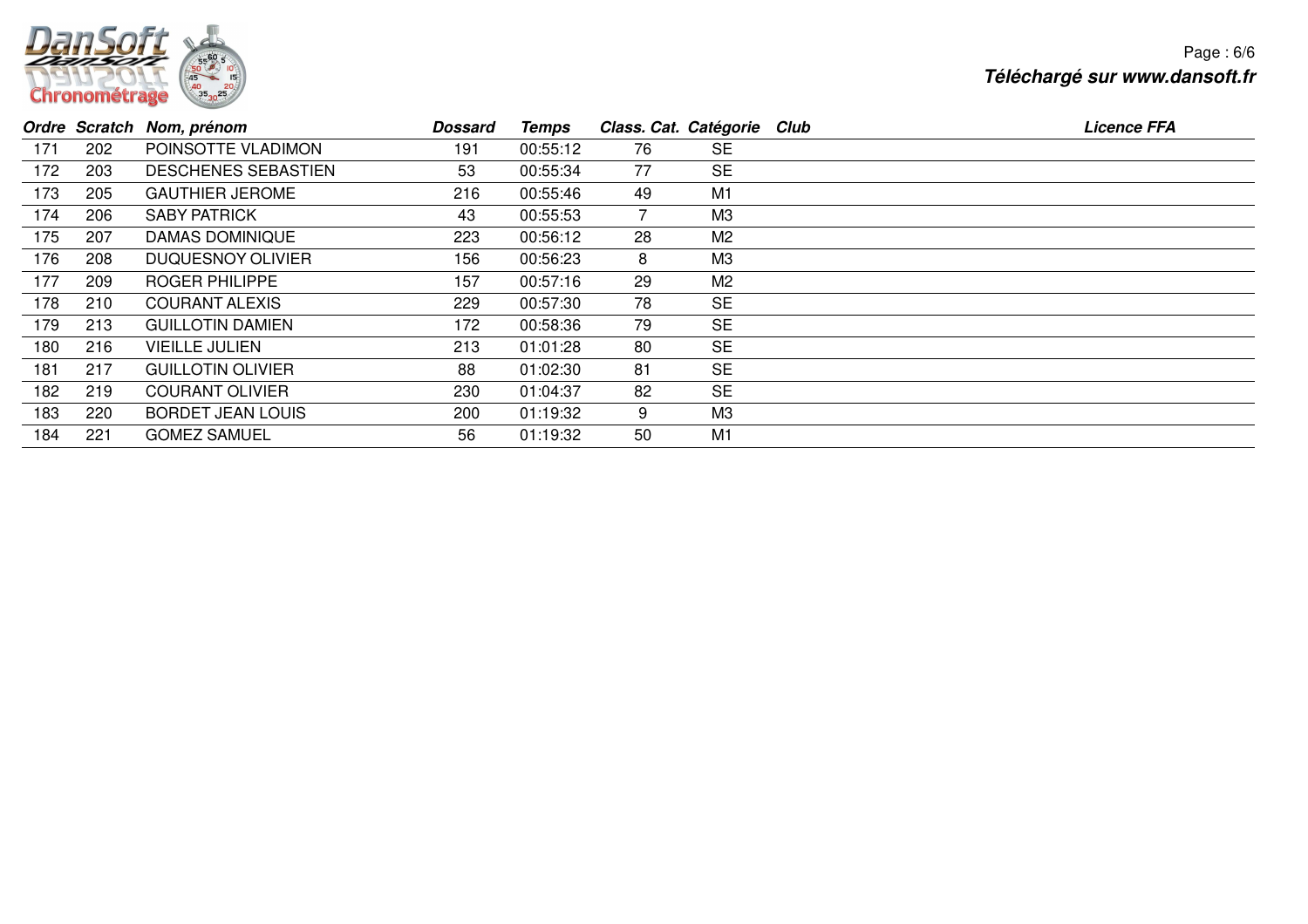| Ordre | Scratch | Nom, prénom | Dossard | Temps | Class. Cat. | Catégorie | Club | Licence FFA |
|---|---|---|---|---|---|---|---|---|
| 171 | 202 | POINSOTTE VLADIMON | 191 | 00:55:12 | 76 | SE | | |
| 172 | 203 | DESCHENES SEBASTIEN | 53 | 00:55:34 | 77 | SE | | |
| 173 | 205 | GAUTHIER JEROME | 216 | 00:55:46 | 49 | M1 | | |
| 174 | 206 | SABY PATRICK | 43 | 00:55:53 | 7 | M3 | | |
| 175 | 207 | DAMAS DOMINIQUE | 223 | 00:56:12 | 28 | M2 | | |
| 176 | 208 | DUQUESNOY OLIVIER | 156 | 00:56:23 | 8 | M3 | | |
| 177 | 209 | ROGER PHILIPPE | 157 | 00:57:16 | 29 | M2 | | |
| 178 | 210 | COURANT ALEXIS | 229 | 00:57:30 | 78 | SE | | |
| 179 | 213 | GUILLOTIN DAMIEN | 172 | 00:58:36 | 79 | SE | | |
| 180 | 216 | VIEILLE JULIEN | 213 | 01:01:28 | 80 | SE | | |
| 181 | 217 | GUILLOTIN OLIVIER | 88 | 01:02:30 | 81 | SE | | |
| 182 | 219 | COURANT OLIVIER | 230 | 01:04:37 | 82 | SE | | |
| 183 | 220 | BORDET JEAN LOUIS | 200 | 01:19:32 | 9 | M3 | | |
| 184 | 221 | GOMEZ SAMUEL | 56 | 01:19:32 | 50 | M1 | | |